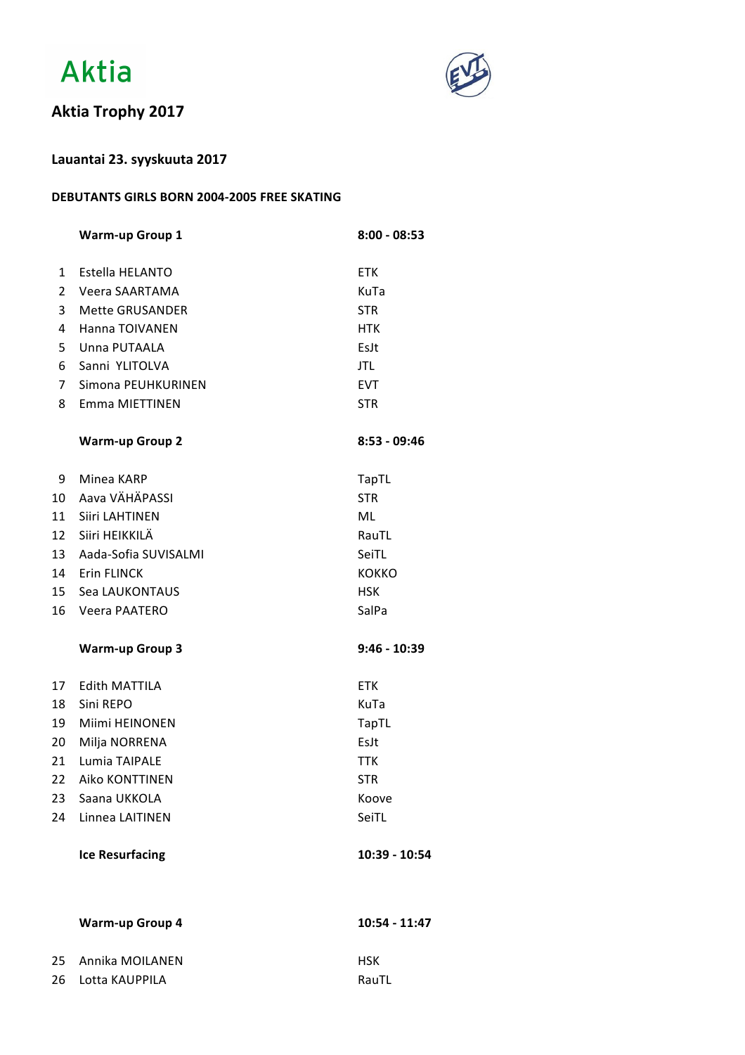Aktia

## Aktia Trophy 2017

### Lauantai 23. syyskuuta 2017

**DEBUTANTS GIRLS BORN 2004-2005 FREE SKATING**

| | **Warm-up Group 1** | **8:00 - 08:53** |
|---|---|---|
| 1 | Estella HELANTO | ETK |
| 2 | Veera SAARTAMA | KuTa |
| 3 | Mette GRUSANDER | STR |
| 4 | Hanna TOIVANEN | HTK |
| 5 | Unna PUTAALA | EsJt |
| 6 | Sanni YLITOLVA | JTL |
| 7 | Simona PEUHKURINEN | EVT |
| 8 | Emma MIETTINEN | STR |
| | **Warm-up Group 2** | **8:53 - 09:46** |
| 9 | Minea KARP | TapTL |
| 10 | Aava VÄHÄPASSI | STR |
| 11 | Siiri LAHTINEN | ML |
| 12 | Siiri HEIKKILÄ | RauTL |
| 13 | Aada-Sofia SUVISALMI | SeiTL |
| 14 | Erin FLINCK | KOKKO |
| 15 | Sea LAUKONTAUS | HSK |
| 16 | Veera PAATERO | SalPa |
| | **Warm-up Group 3** | **9:46 - 10:39** |
| 17 | Edith MATTILA | ETK |
| 18 | Sini REPO | KuTa |
| 19 | Miimi HEINONEN | TapTL |
| 20 | Milja NORRENA | EsJt |
| 21 | Lumia TAIPALE | TTK |
| 22 | Aiko KONTTINEN | STR |
| 23 | Saana UKKOLA | Koove |
| 24 | Linnea LAITINEN | SeiTL |
| | **Ice Resurfacing** | **10:39 - 10:54** |
| | **Warm-up Group 4** | **10:54 - 11:47** |
| 25 | Annika MOILANEN | HSK |
| 26 | Lotta KAUPPILA | RauTL |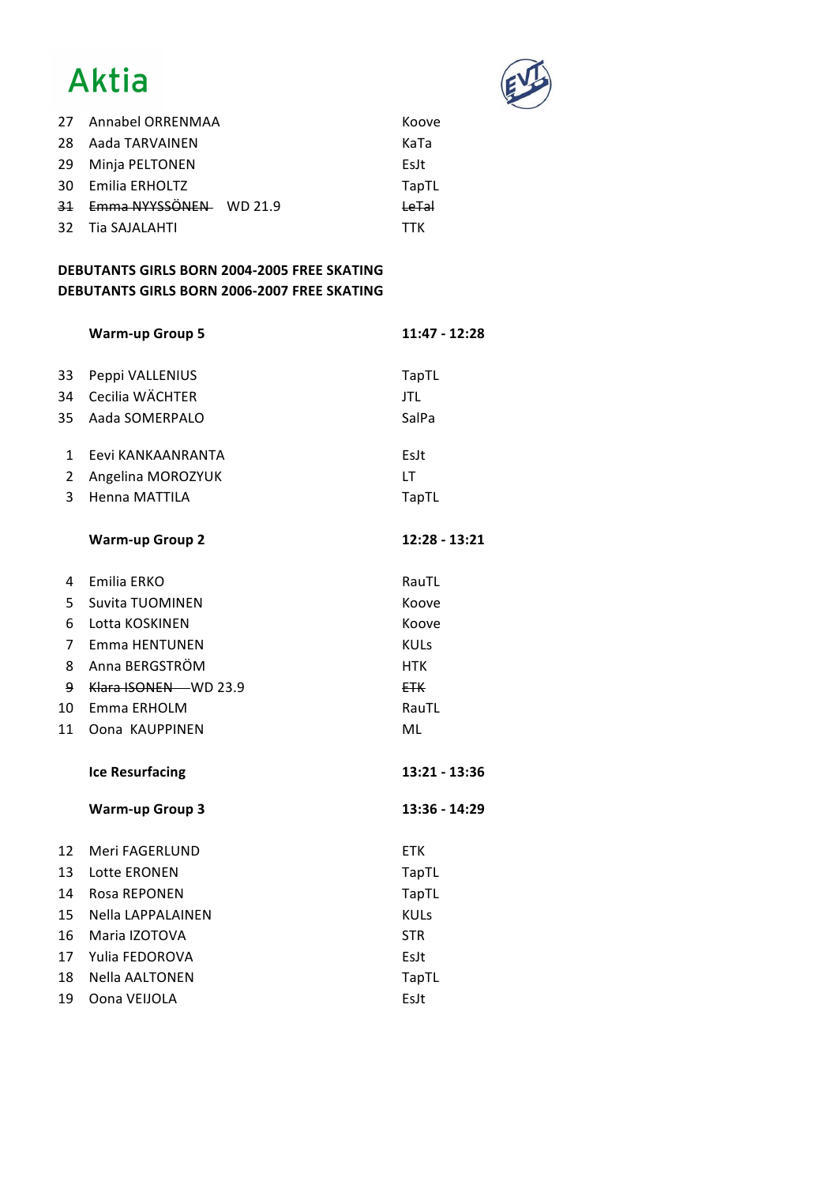| | | |
|---|---|---|
| 27 | Annabel ORRENMAA | Koove |
| 28 | Aada TARVAINEN | KaTa |
| 29 | Minja PELTONEN | EsJt |
| 30 | Emilia ERHOLTZ | TapTL |
| ~~31~~ | ~~Emma NYYSSÖNEN~~ WD 21.9 | ~~LeTal~~ |
| 32 | Tia SAJALAHTI | TTK |

**DEBUTANTS GIRLS BORN 2004-2005 FREE SKATING**
**DEBUTANTS GIRLS BORN 2006-2007 FREE SKATING**

**Warm-up Group 5** — **11:47 - 12:28**

| | | |
|---|---|---|
| 33 | Peppi VALLENIUS | TapTL |
| 34 | Cecilia WÄCHTER | JTL |
| 35 | Aada SOMERPALO | SalPa |
| 1 | Eevi KANKAANRANTA | EsJt |
| 2 | Angelina MOROZYUK | LT |
| 3 | Henna MATTILA | TapTL |

**Warm-up Group 2** — **12:28 - 13:21**

| | | |
|---|---|---|
| 4 | Emilia ERKO | RauTL |
| 5 | Suvita TUOMINEN | Koove |
| 6 | Lotta KOSKINEN | Koove |
| 7 | Emma HENTUNEN | KULs |
| 8 | Anna BERGSTRÖM | HTK |
| ~~9~~ | ~~Klara ISONEN~~ WD 23.9 | ~~ETK~~ |
| 10 | Emma ERHOLM | RauTL |
| 11 | Oona KAUPPINEN | ML |

**Ice Resurfacing** — **13:21 - 13:36**

**Warm-up Group 3** — **13:36 - 14:29**

| | | |
|---|---|---|
| 12 | Meri FAGERLUND | ETK |
| 13 | Lotte ERONEN | TapTL |
| 14 | Rosa REPONEN | TapTL |
| 15 | Nella LAPPALAINEN | KULs |
| 16 | Maria IZOTOVA | STR |
| 17 | Yulia FEDOROVA | EsJt |
| 18 | Nella AALTONEN | TapTL |
| 19 | Oona VEIJOLA | EsJt |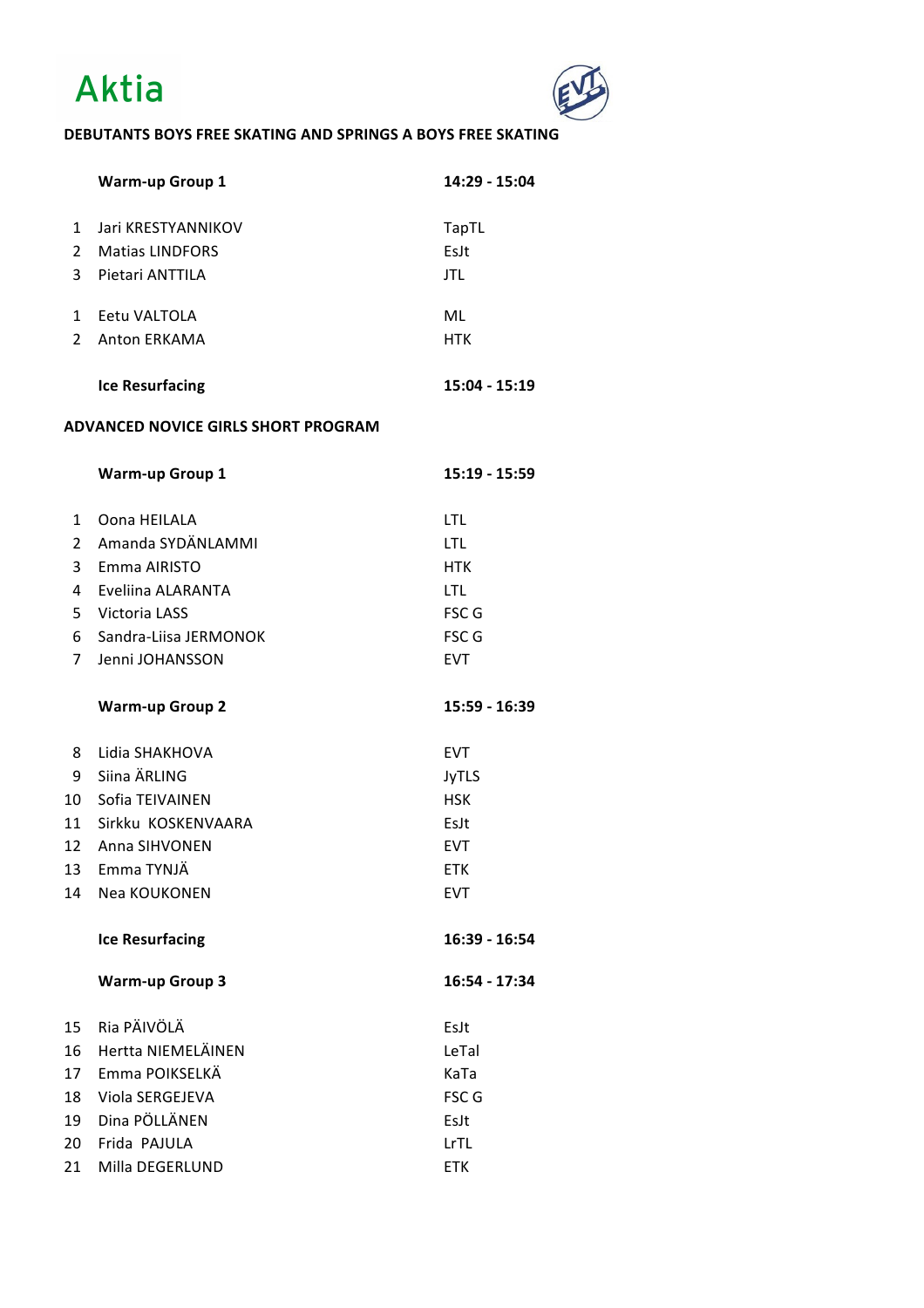Aktia

## DEBUTANTS BOYS FREE SKATING AND SPRINGS A BOYS FREE SKATING

| | **Warm-up Group 1** | **14:29 - 15:04** |
|---|---|---|
| 1 | Jari KRESTYANNIKOV | TapTL |
| 2 | Matias LINDFORS | EsJt |
| 3 | Pietari ANTTILA | JTL |
| | | |
| 1 | Eetu VALTOLA | ML |
| 2 | Anton ERKAMA | HTK |
| | | |
| | **Ice Resurfacing** | **15:04 - 15:19** |

## ADVANCED NOVICE GIRLS SHORT PROGRAM

| | **Warm-up Group 1** | **15:19 - 15:59** |
|---|---|---|
| 1 | Oona HEILALA | LTL |
| 2 | Amanda SYDÄNLAMMI | LTL |
| 3 | Emma AIRISTO | HTK |
| 4 | Eveliina ALARANTA | LTL |
| 5 | Victoria LASS | FSC G |
| 6 | Sandra-Liisa JERMONOK | FSC G |
| 7 | Jenni JOHANSSON | EVT |
| | | |
| | **Warm-up Group 2** | **15:59 - 16:39** |
| 8 | Lidia SHAKHOVA | EVT |
| 9 | Siina ÄRLING | JyTLS |
| 10 | Sofia TEIVAINEN | HSK |
| 11 | Sirkku KOSKENVAARA | EsJt |
| 12 | Anna SIHVONEN | EVT |
| 13 | Emma TYNJÄ | ETK |
| 14 | Nea KOUKONEN | EVT |
| | | |
| | **Ice Resurfacing** | **16:39 - 16:54** |
| | | |
| | **Warm-up Group 3** | **16:54 - 17:34** |
| 15 | Ria PÄIVÖLÄ | EsJt |
| 16 | Hertta NIEMELÄINEN | LeTal |
| 17 | Emma POIKSELKÄ | KaTa |
| 18 | Viola SERGEJEVA | FSC G |
| 19 | Dina PÖLLÄNEN | EsJt |
| 20 | Frida PAJULA | LrTL |
| 21 | Milla DEGERLUND | ETK |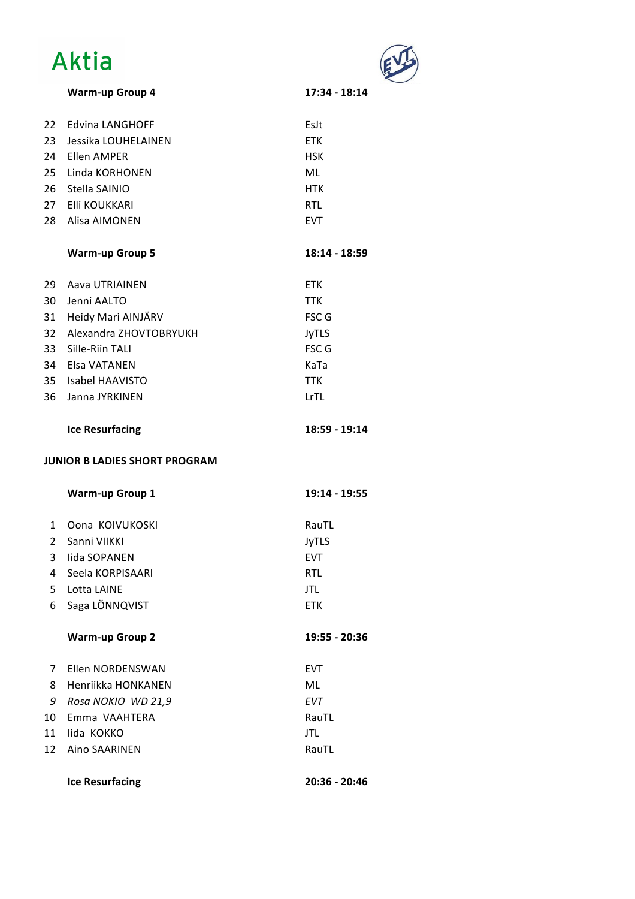Aktia

| | Warm-up Group 4 | 17:34 - 18:14 |
|---|---|---|
| 22 | Edvina LANGHOFF | EsJt |
| 23 | Jessika LOUHELAINEN | ETK |
| 24 | Ellen AMPER | HSK |
| 25 | Linda KORHONEN | ML |
| 26 | Stella SAINIO | HTK |
| 27 | Elli KOUKKARI | RTL |
| 28 | Alisa AIMONEN | EVT |

| | Warm-up Group 5 | 18:14 - 18:59 |
|---|---|---|
| 29 | Aava UTRIAINEN | ETK |
| 30 | Jenni AALTO | TTK |
| 31 | Heidy Mari AINJÄRV | FSC G |
| 32 | Alexandra ZHOVTOBRYUKH | JyTLS |
| 33 | Sille-Riin TALI | FSC G |
| 34 | Elsa VATANEN | KaTa |
| 35 | Isabel HAAVISTO | TTK |
| 36 | Janna JYRKINEN | LrTL |

**Ice Resurfacing** **18:59 - 19:14**

**JUNIOR B LADIES SHORT PROGRAM**

| | Warm-up Group 1 | 19:14 - 19:55 |
|---|---|---|
| 1 | Oona KOIVUKOSKI | RauTL |
| 2 | Sanni VIIKKI | JyTLS |
| 3 | Iida SOPANEN | EVT |
| 4 | Seela KORPISAARI | RTL |
| 5 | Lotta LAINE | JTL |
| 6 | Saga LÖNNQVIST | ETK |

| | Warm-up Group 2 | 19:55 - 20:36 |
|---|---|---|
| 7 | Ellen NORDENSWAN | EVT |
| 8 | Henriikka HONKANEN | ML |
| *9* | *~~Rosa NOKIO~~ WD 21,9* | *~~EVT~~* |
| 10 | Emma VAAHTERA | RauTL |
| 11 | Iida KOKKO | JTL |
| 12 | Aino SAARINEN | RauTL |

**Ice Resurfacing** **20:36 - 20:46**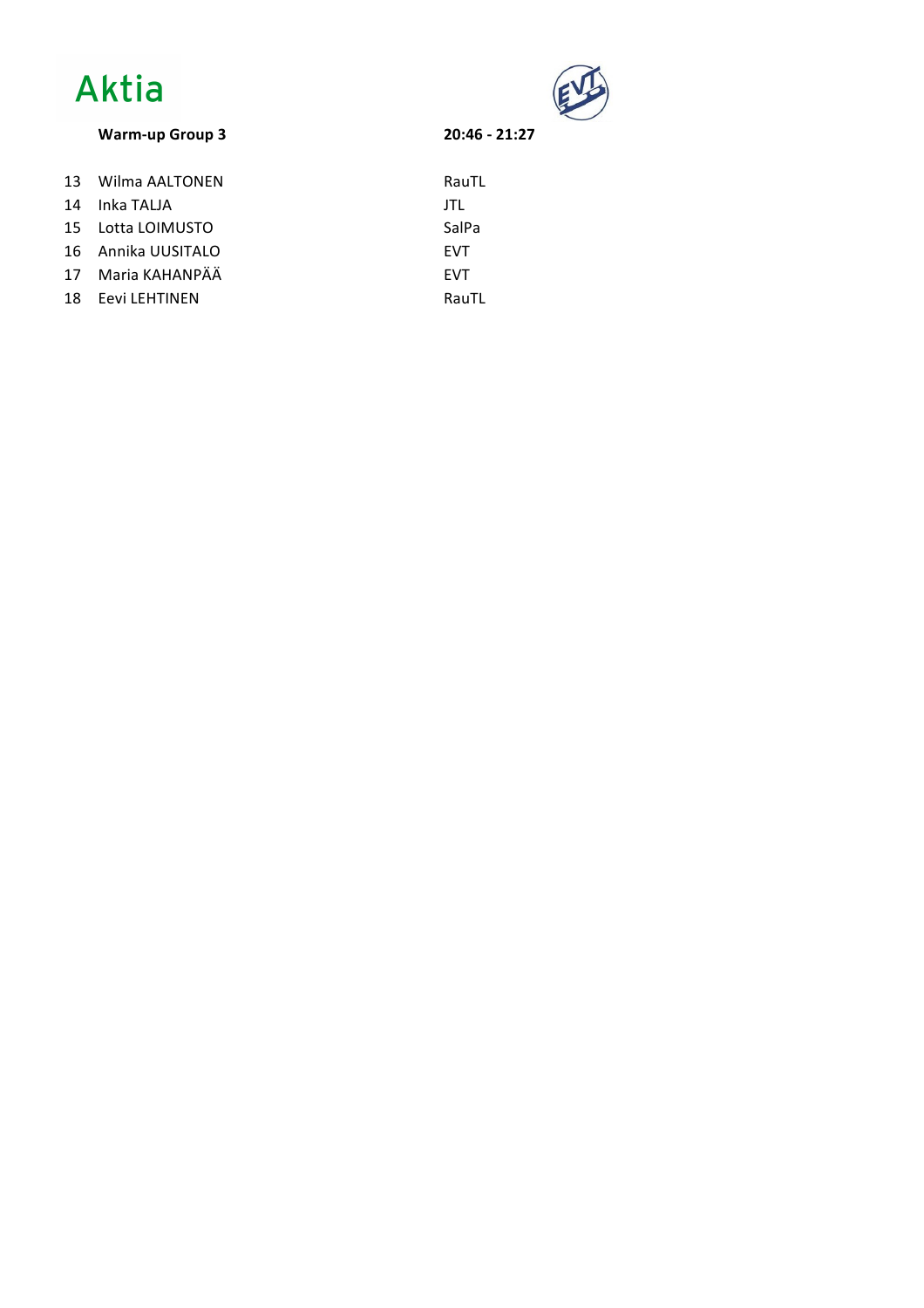Aktia

**Warm-up Group 3** **20:46 - 21:27**

| | | |
|---|---|---|
| 13 | Wilma AALTONEN | RauTL |
| 14 | Inka TALJA | JTL |
| 15 | Lotta LOIMUSTO | SalPa |
| 16 | Annika UUSITALO | EVT |
| 17 | Maria KAHANPÄÄ | EVT |
| 18 | Eevi LEHTINEN | RauTL |